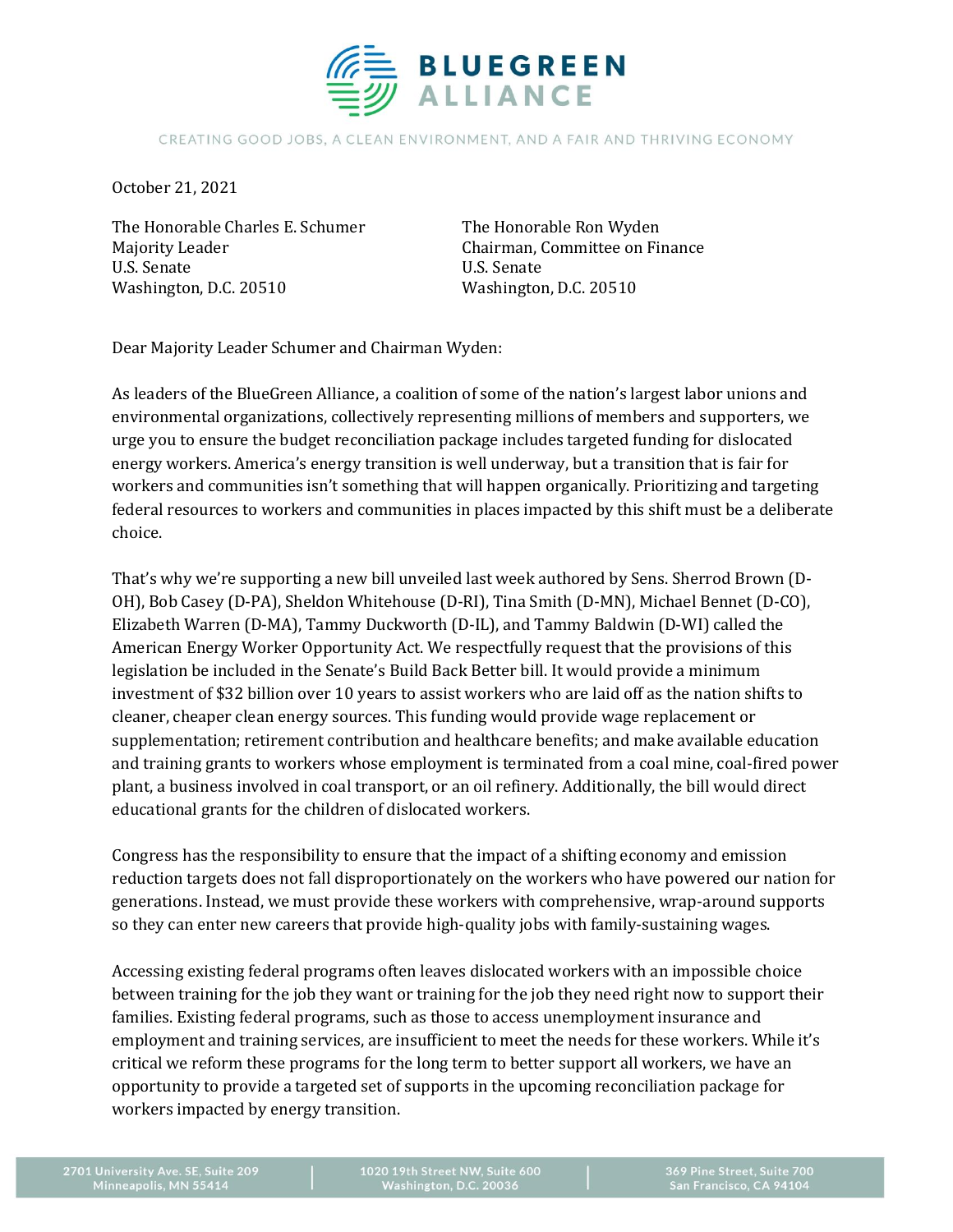# BLUEGREEN ALLIANCE

CREATING GOOD JOBS, A CLEAN ENVIRONMENT, AND A FAIR AND THRIVING ECONOMY

October 21, 2021

The Honorable Charles E. Schumer
Majority Leader
U.S. Senate
Washington, D.C. 20510

The Honorable Ron Wyden
Chairman, Committee on Finance
U.S. Senate
Washington, D.C. 20510

Dear Majority Leader Schumer and Chairman Wyden:

As leaders of the BlueGreen Alliance, a coalition of some of the nation's largest labor unions and environmental organizations, collectively representing millions of members and supporters, we urge you to ensure the budget reconciliation package includes targeted funding for dislocated energy workers. America's energy transition is well underway, but a transition that is fair for workers and communities isn't something that will happen organically. Prioritizing and targeting federal resources to workers and communities in places impacted by this shift must be a deliberate choice.

That's why we're supporting a new bill unveiled last week authored by Sens. Sherrod Brown (D-OH), Bob Casey (D-PA), Sheldon Whitehouse (D-RI), Tina Smith (D-MN), Michael Bennet (D-CO), Elizabeth Warren (D-MA), Tammy Duckworth (D-IL), and Tammy Baldwin (D-WI) called the American Energy Worker Opportunity Act. We respectfully request that the provisions of this legislation be included in the Senate's Build Back Better bill. It would provide a minimum investment of $32 billion over 10 years to assist workers who are laid off as the nation shifts to cleaner, cheaper clean energy sources. This funding would provide wage replacement or supplementation; retirement contribution and healthcare benefits; and make available education and training grants to workers whose employment is terminated from a coal mine, coal-fired power plant, a business involved in coal transport, or an oil refinery. Additionally, the bill would direct educational grants for the children of dislocated workers.

Congress has the responsibility to ensure that the impact of a shifting economy and emission reduction targets does not fall disproportionately on the workers who have powered our nation for generations. Instead, we must provide these workers with comprehensive, wrap-around supports so they can enter new careers that provide high-quality jobs with family-sustaining wages.

Accessing existing federal programs often leaves dislocated workers with an impossible choice between training for the job they want or training for the job they need right now to support their families. Existing federal programs, such as those to access unemployment insurance and employment and training services, are insufficient to meet the needs for these workers. While it's critical we reform these programs for the long term to better support all workers, we have an opportunity to provide a targeted set of supports in the upcoming reconciliation package for workers impacted by energy transition.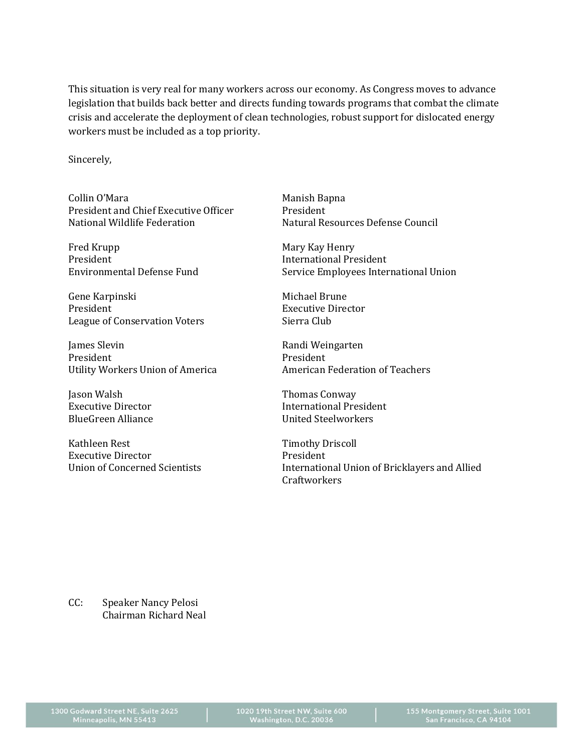This situation is very real for many workers across our economy. As Congress moves to advance legislation that builds back better and directs funding towards programs that combat the climate crisis and accelerate the deployment of clean technologies, robust support for dislocated energy workers must be included as a top priority.

Sincerely,

Collin O'Mara
President and Chief Executive Officer
National Wildlife Federation

Fred Krupp
President
Environmental Defense Fund

Gene Karpinski
President
League of Conservation Voters

James Slevin
President
Utility Workers Union of America

Jason Walsh
Executive Director
BlueGreen Alliance

Kathleen Rest
Executive Director
Union of Concerned Scientists

Manish Bapna
President
Natural Resources Defense Council

Mary Kay Henry
International President
Service Employees International Union

Michael Brune
Executive Director
Sierra Club

Randi Weingarten
President
American Federation of Teachers

Thomas Conway
International President
United Steelworkers

Timothy Driscoll
President
International Union of Bricklayers and Allied Craftworkers

CC: Speaker Nancy Pelosi
Chairman Richard Neal